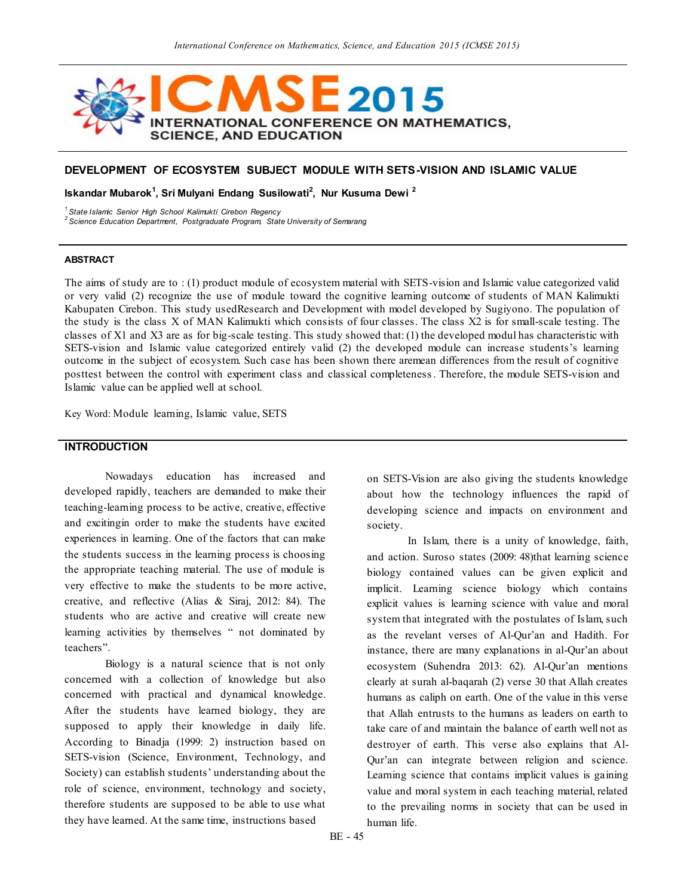# DEVELOPMENT OF ECOSYSTEM SUBJECT MODULE WITH SETS-VISION AND ISLAMIC VALUE

**Iskandar Mubarok[1], Sri Mulyani Endang Susilowati[2], Nur Kusuma Dewi [2]**

*[1] State Islamic Senior High School Kalimukti Cirebon Regency*
*[2] Science Education Department, Postgraduate Program, State University of Semarang*

## ABSTRACT

The aims of study are to : (1) product module of ecosystem material with SETS-vision and Islamic value categorized valid or very valid (2) recognize the use of module toward the cognitive learning outcome of students of MAN Kalimukti Kabupaten Cirebon. This study usedResearch and Development with model developed by Sugiyono. The population of the study is the class X of MAN Kalimukti which consists of four classes. The class X2 is for small-scale testing. The classes of X1 and X3 are as for big-scale testing. This study showed that: (1) the developed modul has characteristic with SETS-vision and Islamic value categorized entirely valid (2) the developed module can increase students's learning outcome in the subject of ecosystem. Such case has been shown there aremean differences from the result of cognitive posttest between the control with experiment class and classical completeness. Therefore, the module SETS-vision and Islamic value can be applied well at school.

Key Word: Module learning, Islamic value, SETS

## INTRODUCTION

Nowadays education has increased and developed rapidly, teachers are demanded to make their teaching-learning process to be active, creative, effective and excitingin order to make the students have excited experiences in learning. One of the factors that can make the students success in the learning process is choosing the appropriate teaching material. The use of module is very effective to make the students to be more active, creative, and reflective (Alias & Siraj, 2012: 84). The students who are active and creative will create new learning activities by themselves " not dominated by teachers".

Biology is a natural science that is not only concerned with a collection of knowledge but also concerned with practical and dynamical knowledge. After the students have learned biology, they are supposed to apply their knowledge in daily life. According to Binadja (1999: 2) instruction based on SETS-vision (Science, Environment, Technology, and Society) can establish students' understanding about the role of science, environment, technology and society, therefore students are supposed to be able to use what they have learned. At the same time, instructions based on SETS-Vision are also giving the students knowledge about how the technology influences the rapid of developing science and impacts on environment and society.

In Islam, there is a unity of knowledge, faith, and action. Suroso states (2009: 48)that learning science biology contained values can be given explicit and implicit. Learning science biology which contains explicit values is learning science with value and moral system that integrated with the postulates of Islam, such as the revelant verses of Al-Qur'an and Hadith. For instance, there are many explanations in al-Qur'an about ecosystem (Suhendra 2013: 62). Al-Qur'an mentions clearly at surah al-baqarah (2) verse 30 that Allah creates humans as caliph on earth. One of the value in this verse that Allah entrusts to the humans as leaders on earth to take care of and maintain the balance of earth well not as destroyer of earth. This verse also explains that Al-Qur'an can integrate between religion and science. Learning science that contains implicit values is gaining value and moral system in each teaching material, related to the prevailing norms in society that can be used in human life.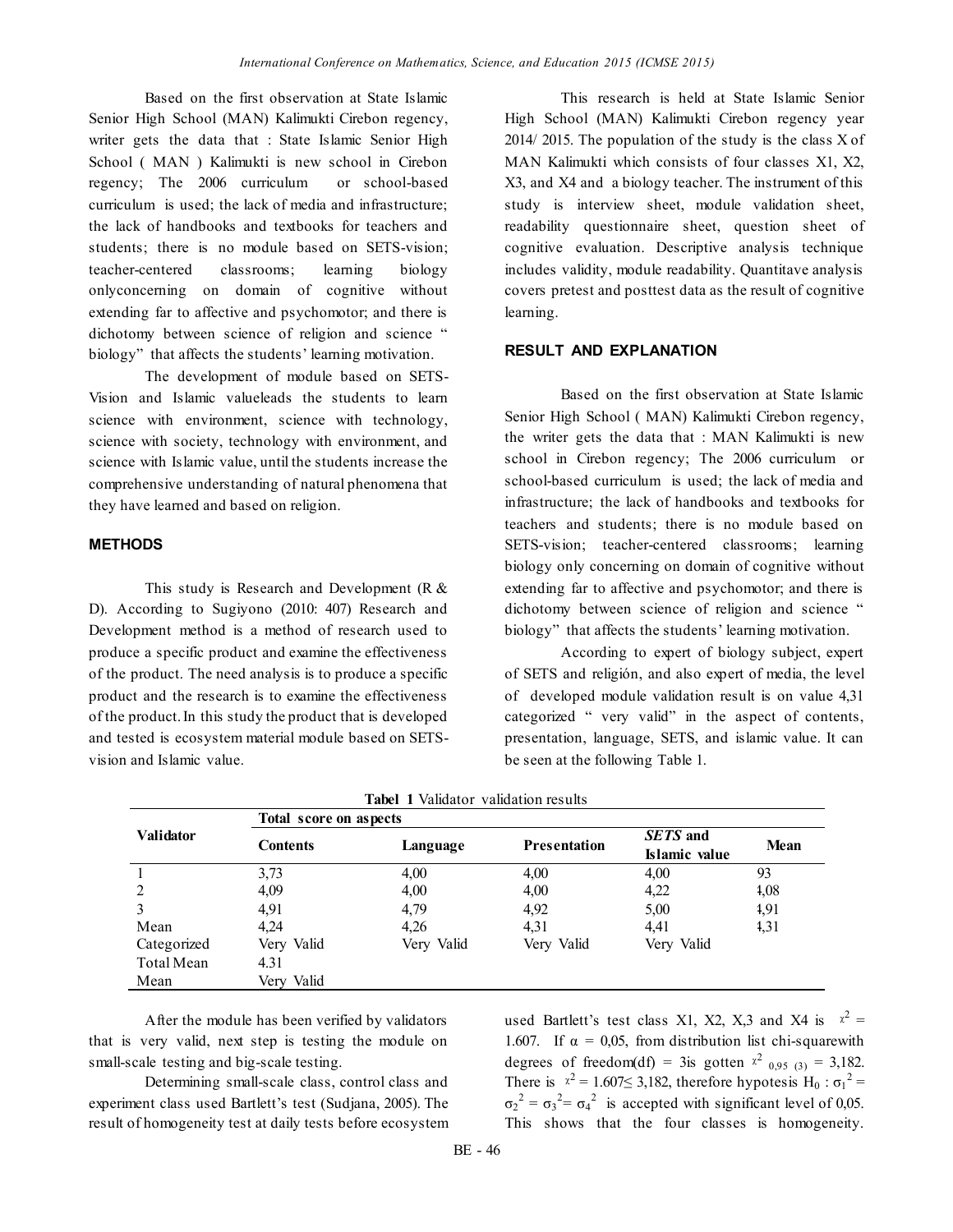Based on the first observation at State Islamic Senior High School (MAN) Kalimukti Cirebon regency, writer gets the data that : State Islamic Senior High School ( MAN ) Kalimukti is new school in Cirebon regency; The 2006 curriculum or school-based curriculum is used; the lack of media and infrastructure; the lack of handbooks and textbooks for teachers and students; there is no module based on SETS-vision; teacher-centered classrooms; learning biology onlyconcerning on domain of cognitive without extending far to affective and psychomotor; and there is dichotomy between science of religion and science " biology" that affects the students' learning motivation.

The development of module based on SETS-Vision and Islamic valueleads the students to learn science with environment, science with technology, science with society, technology with environment, and science with Islamic value, until the students increase the comprehensive understanding of natural phenomena that they have learned and based on religion.

## METHODS

This study is Research and Development (R & D). According to Sugiyono (2010: 407) Research and Development method is a method of research used to produce a specific product and examine the effectiveness of the product. The need analysis is to produce a specific product and the research is to examine the effectiveness of the product. In this study the product that is developed and tested is ecosystem material module based on SETS-vision and Islamic value.

This research is held at State Islamic Senior High School (MAN) Kalimukti Cirebon regency year 2014/ 2015. The population of the study is the class X of MAN Kalimukti which consists of four classes X1, X2, X3, and X4 and a biology teacher. The instrument of this study is interview sheet, module validation sheet, readability questionnaire sheet, question sheet of cognitive evaluation. Descriptive analysis technique includes validity, module readability. Quantitave analysis covers pretest and posttest data as the result of cognitive learning.

## RESULT AND EXPLANATION

Based on the first observation at State Islamic Senior High School ( MAN) Kalimukti Cirebon regency, the writer gets the data that : MAN Kalimukti is new school in Cirebon regency; The 2006 curriculum or school-based curriculum is used; the lack of media and infrastructure; the lack of handbooks and textbooks for teachers and students; there is no module based on SETS-vision; teacher-centered classrooms; learning biology only concerning on domain of cognitive without extending far to affective and psychomotor; and there is dichotomy between science of religion and science " biology" that affects the students' learning motivation.

According to expert of biology subject, expert of SETS and religión, and also expert of media, the level of developed module validation result is on value 4,31 categorized " very valid" in the aspect of contents, presentation, language, SETS, and islamic value. It can be seen at the following Table 1.

**Tabel 1** Validator validation results

| Validator | Total score on aspects | | | | |
|---|---|---|---|---|---|
| | Contents | Language | Presentation | *SETS* and Islamic value | Mean |
| 1 | 3,73 | 4,00 | 4,00 | 4,00 | 93 |
| 2 | 4,09 | 4,00 | 4,00 | 4,22 | 4,08 |
| 3 | 4,91 | 4,79 | 4,92 | 5,00 | 4,91 |
| Mean | 4,24 | 4,26 | 4,31 | 4,41 | 4,31 |
| Categorized | Very Valid | Very Valid | Very Valid | Very Valid | |
| Total Mean | 4.31 | | | | |
| Mean | Very Valid | | | | |

After the module has been verified by validators that is very valid, next step is testing the module on small-scale testing and big-scale testing.

Determining small-scale class, control class and experiment class used Bartlett's test (Sudjana, 2005). The result of homogeneity test at daily tests before ecosystem used Bartlett's test class X1, X2, X,3 and X4 is $\chi^2$ = 1.607. If α = 0,05, from distribution list chi-squarewith degrees of freedom(df) = 3is gotten $\chi^2_{0,95\ (3)}$ = 3,182. There is $\chi^2$ = 1.607≤ 3,182, therefore hypotesis $H_0 : \sigma_1^2 = \sigma_2^2 = \sigma_3^2 = \sigma_4^2$ is accepted with significant level of 0,05. This shows that the four classes is homogeneity.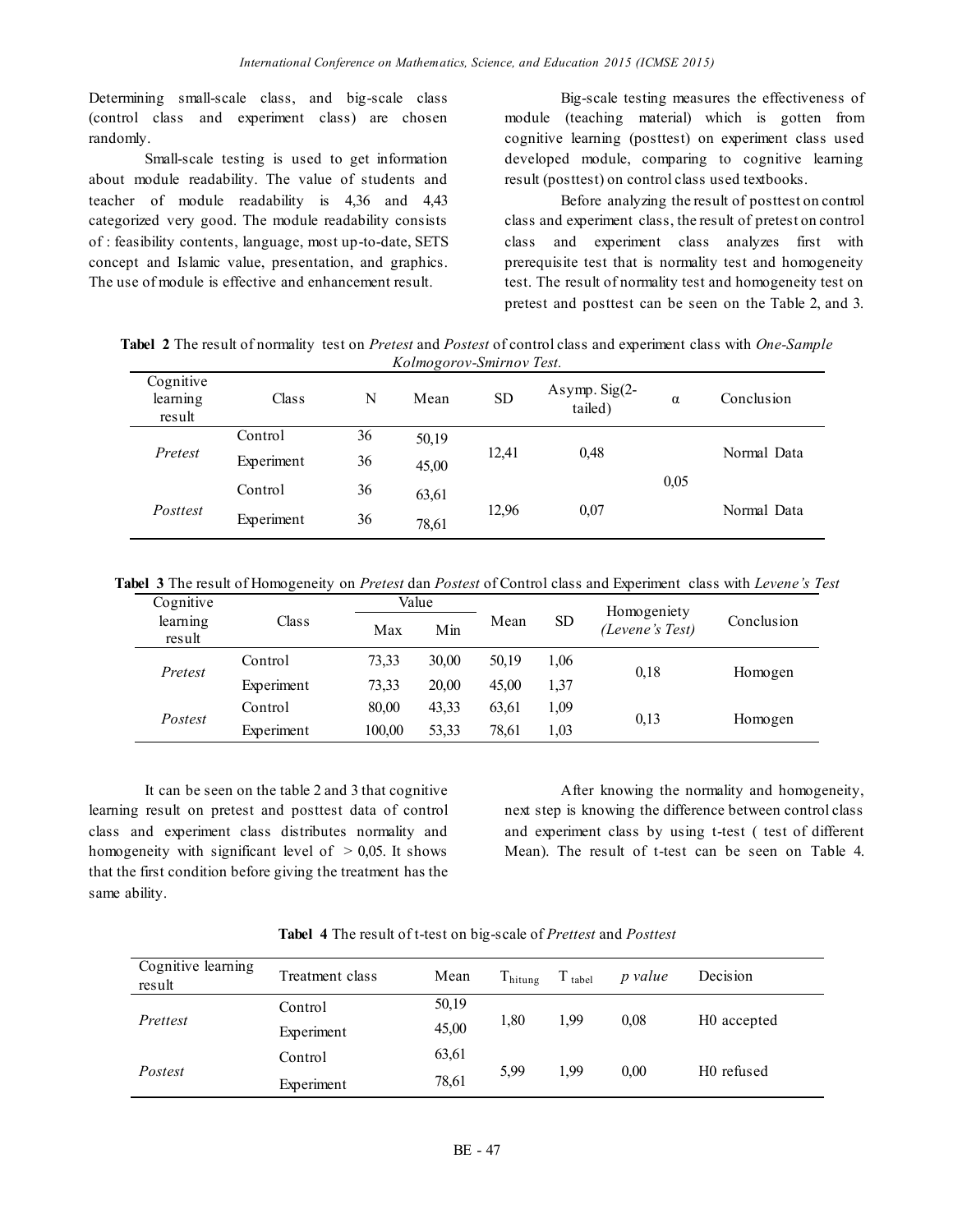Determining small-scale class, and big-scale class (control class and experiment class) are chosen randomly.

Small-scale testing is used to get information about module readability. The value of students and teacher of module readability is 4,36 and 4,43 categorized very good. The module readability consists of : feasibility contents, language, most up-to-date, SETS concept and Islamic value, presentation, and graphics. The use of module is effective and enhancement result.

Big-scale testing measures the effectiveness of module (teaching material) which is gotten from cognitive learning (posttest) on experiment class used developed module, comparing to cognitive learning result (posttest) on control class used textbooks.

Before analyzing the result of posttest on control class and experiment class, the result of pretest on control class and experiment class analyzes first with prerequisite test that is normality test and homogeneity test. The result of normality test and homogeneity test on pretest and posttest can be seen on the Table 2, and 3.

**Tabel 2** The result of normality test on *Pretest* and *Postest* of control class and experiment class with *One-Sample Kolmogorov-Smirnov Test.*

| Cognitive learning result | Class | N | Mean | SD | Asymp. Sig(2-tailed) | α | Conclusion |
|---|---|---|---|---|---|---|---|
| *Pretest* | Control | 36 | 50,19 | 12,41 | 0,48 | 0,05 | Normal Data |
| | Experiment | 36 | 45,00 | | | | |
| *Posttest* | Control | 36 | 63,61 | 12,96 | 0,07 | | Normal Data |
| | Experiment | 36 | 78,61 | | | | |

**Tabel 3** The result of Homogeneity on *Pretest* dan *Postest* of Control class and Experiment class with *Levene's Test*

| Cognitive learning result | Class | Value | | Mean | SD | Homogeniety *(Levene's Test)* | Conclusion |
|---|---|---|---|---|---|---|---|
| | | Max | Min | | | | |
| *Pretest* | Control | 73,33 | 30,00 | 50,19 | 1,06 | 0,18 | Homogen |
| | Experiment | 73,33 | 20,00 | 45,00 | 1,37 | | |
| *Postest* | Control | 80,00 | 43,33 | 63,61 | 1,09 | 0,13 | Homogen |
| | Experiment | 100,00 | 53,33 | 78,61 | 1,03 | | |

It can be seen on the table 2 and 3 that cognitive learning result on pretest and posttest data of control class and experiment class distributes normality and homogeneity with significant level of > 0,05. It shows that the first condition before giving the treatment has the same ability.

After knowing the normality and homogeneity, next step is knowing the difference between control class and experiment class by using t-test ( test of different Mean). The result of t-test can be seen on Table 4.

**Tabel 4** The result of t-test on big-scale of *Prettest* and *Posttest*

| Cognitive learning result | Treatment class | Mean | $T_{hitung}$ | $T_{tabel}$ | *p value* | Decision |
|---|---|---|---|---|---|---|
| *Prettest* | Control | 50,19 | 1,80 | 1,99 | 0,08 | H0 accepted |
| | Experiment | 45,00 | | | | |
| *Postest* | Control | 63,61 | 5,99 | 1,99 | 0,00 | H0 refused |
| | Experiment | 78,61 | | | | |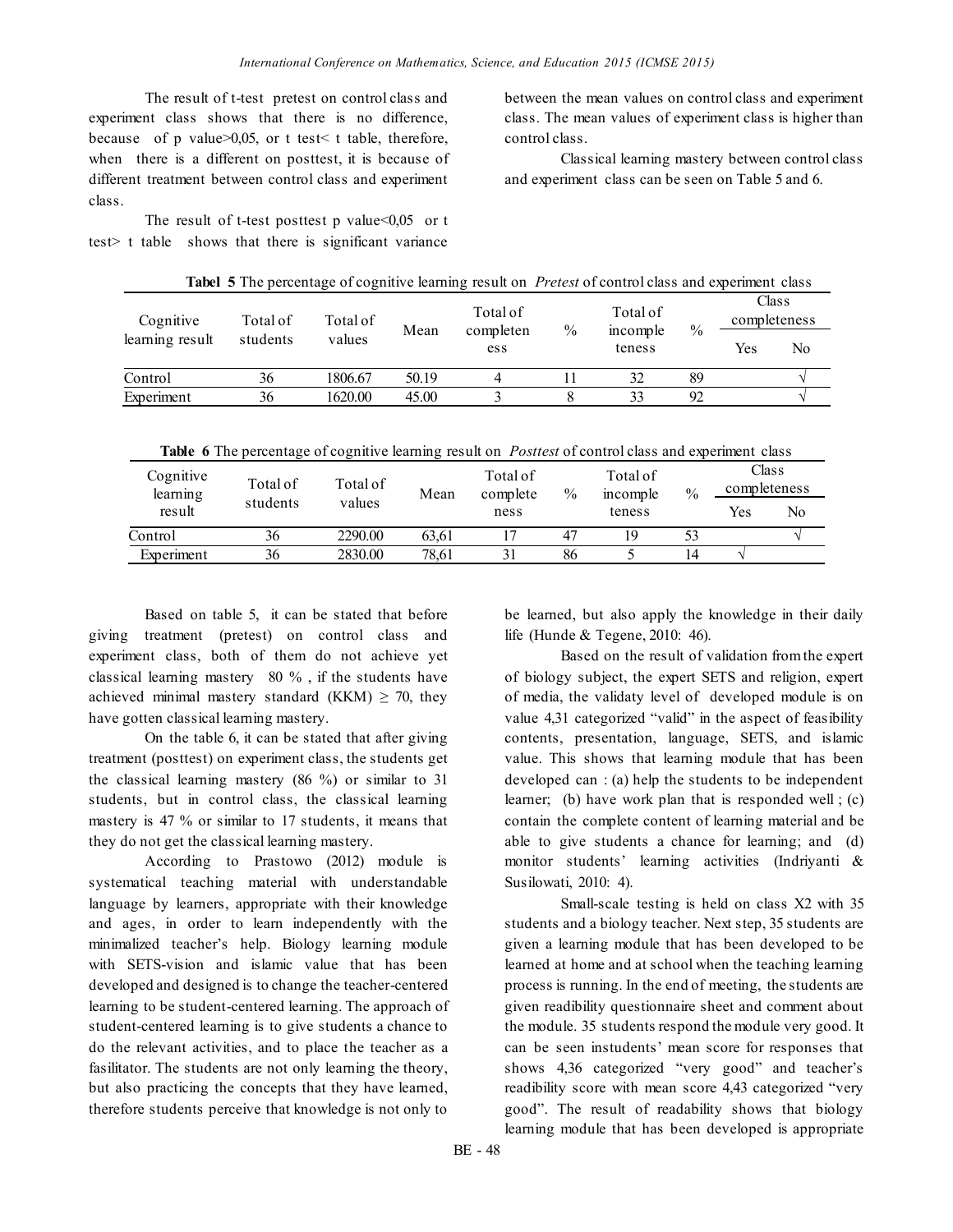The result of t-test pretest on control class and experiment class shows that there is no difference, because of p value>0,05, or t test< t table, therefore, when there is a different on posttest, it is because of different treatment between control class and experiment class.

The result of t-test posttest p value<0,05 or t test> t table shows that there is significant variance between the mean values on control class and experiment class. The mean values of experiment class is higher than control class.

Classical learning mastery between control class and experiment class can be seen on Table 5 and 6.

**Tabel 5** The percentage of cognitive learning result on *Pretest* of control class and experiment class

| Cognitive learning result | Total of students | Total of values | Mean | Total of completeness | % | Total of incompleteness | % | Class completeness | |
|---|---|---|---|---|---|---|---|---|---|
| | | | | | | | | Yes | No |
| Control | 36 | 1806.67 | 50.19 | 4 | 11 | 32 | 89 | | √ |
| Experiment | 36 | 1620.00 | 45.00 | 3 | 8 | 33 | 92 | | √ |

**Table 6** The percentage of cognitive learning result on *Posttest* of control class and experiment class

| Cognitive learning result | Total of students | Total of values | Mean | Total of completeness | % | Total of incompleteness | % | Class completeness | |
|---|---|---|---|---|---|---|---|---|---|
| | | | | | | | | Yes | No |
| Control | 36 | 2290.00 | 63,61 | 17 | 47 | 19 | 53 | | √ |
| Experiment | 36 | 2830.00 | 78,61 | 31 | 86 | 5 | 14 | √ | |

Based on table 5, it can be stated that before giving treatment (pretest) on control class and experiment class, both of them do not achieve yet classical learning mastery 80 % , if the students have achieved minimal mastery standard (KKM) ≥ 70, they have gotten classical learning mastery.

On the table 6, it can be stated that after giving treatment (posttest) on experiment class, the students get the classical learning mastery (86 %) or similar to 31 students, but in control class, the classical learning mastery is 47 % or similar to 17 students, it means that they do not get the classical learning mastery.

According to Prastowo (2012) module is systematical teaching material with understandable language by learners, appropriate with their knowledge and ages, in order to learn independently with the minimalized teacher's help. Biology learning module with SETS-vision and islamic value that has been developed and designed is to change the teacher-centered learning to be student-centered learning. The approach of student-centered learning is to give students a chance to do the relevant activities, and to place the teacher as a fasilitator. The students are not only learning the theory, but also practicing the concepts that they have learned, therefore students perceive that knowledge is not only to be learned, but also apply the knowledge in their daily life (Hunde & Tegene, 2010: 46).

Based on the result of validation from the expert of biology subject, the expert SETS and religion, expert of media, the validaty level of developed module is on value 4,31 categorized "valid" in the aspect of feasibility contents, presentation, language, SETS, and islamic value. This shows that learning module that has been developed can : (a) help the students to be independent learner; (b) have work plan that is responded well ; (c) contain the complete content of learning material and be able to give students a chance for learning; and (d) monitor students' learning activities (Indriyanti & Susilowati, 2010: 4).

Small-scale testing is held on class X2 with 35 students and a biology teacher. Next step, 35 students are given a learning module that has been developed to be learned at home and at school when the teaching learning process is running. In the end of meeting, the students are given readibility questionnaire sheet and comment about the module. 35 students respond the module very good. It can be seen instudents' mean score for responses that shows 4,36 categorized "very good" and teacher's readibility score with mean score 4,43 categorized "very good". The result of readability shows that biology learning module that has been developed is appropriate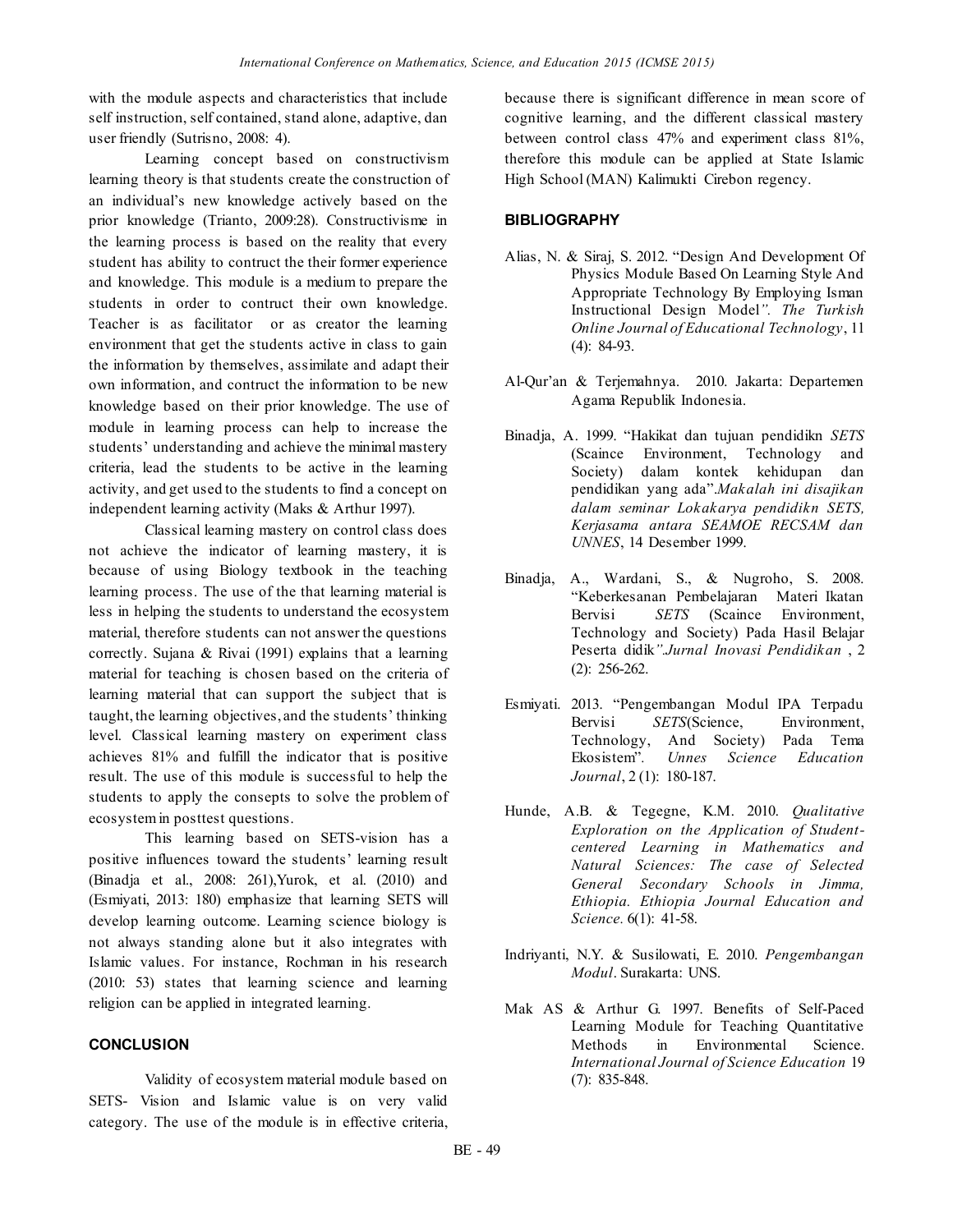with the module aspects and characteristics that include self instruction, self contained, stand alone, adaptive, dan user friendly (Sutrisno, 2008: 4).

Learning concept based on constructivism learning theory is that students create the construction of an individual's new knowledge actively based on the prior knowledge (Trianto, 2009:28). Constructivisme in the learning process is based on the reality that every student has ability to contruct the their former experience and knowledge. This module is a medium to prepare the students in order to contruct their own knowledge. Teacher is as facilitator or as creator the learning environment that get the students active in class to gain the information by themselves, assimilate and adapt their own information, and contruct the information to be new knowledge based on their prior knowledge. The use of module in learning process can help to increase the students' understanding and achieve the minimal mastery criteria, lead the students to be active in the learning activity, and get used to the students to find a concept on independent learning activity (Maks & Arthur 1997).

Classical learning mastery on control class does not achieve the indicator of learning mastery, it is because of using Biology textbook in the teaching learning process. The use of the that learning material is less in helping the students to understand the ecosystem material, therefore students can not answer the questions correctly. Sujana & Rivai (1991) explains that a learning material for teaching is chosen based on the criteria of learning material that can support the subject that is taught, the learning objectives, and the students' thinking level. Classical learning mastery on experiment class achieves 81% and fulfill the indicator that is positive result. The use of this module is successful to help the students to apply the consepts to solve the problem of ecosystem in posttest questions.

This learning based on SETS-vision has a positive influences toward the students' learning result (Binadja et al., 2008: 261),Yurok, et al. (2010) and (Esmiyati, 2013: 180) emphasize that learning SETS will develop learning outcome. Learning science biology is not always standing alone but it also integrates with Islamic values. For instance, Rochman in his research (2010: 53) states that learning science and learning religion can be applied in integrated learning.

## CONCLUSION

Validity of ecosystem material module based on SETS- Vision and Islamic value is on very valid category. The use of the module is in effective criteria, because there is significant difference in mean score of cognitive learning, and the different classical mastery between control class 47% and experiment class 81%, therefore this module can be applied at State Islamic High School (MAN) Kalimukti Cirebon regency.

## BIBLIOGRAPHY

Alias, N. & Siraj, S. 2012. "Design And Development Of Physics Module Based On Learning Style And Appropriate Technology By Employing Isman Instructional Design Model*". The Turkish Online Journal of Educational Technology*, 11 (4): 84-93.

Al-Qur'an & Terjemahnya. 2010. Jakarta: Departemen Agama Republik Indonesia.

Binadja, A. 1999. "Hakikat dan tujuan pendidikn *SETS* (Scaince Environment, Technology and Society) dalam kontek kehidupan dan pendidikan yang ada".*Makalah ini disajikan dalam seminar Lokakarya pendidikn SETS, Kerjasama antara SEAMOE RECSAM dan UNNES*, 14 Desember 1999.

Binadja, A., Wardani, S., & Nugroho, S. 2008. "Keberkesanan Pembelajaran Materi Ikatan Bervisi *SETS* (Scaince Environment, Technology and Society) Pada Hasil Belajar Peserta didik*".Jurnal Inovasi Pendidikan* , 2 (2): 256-262.

Esmiyati. 2013. "Pengembangan Modul IPA Terpadu Bervisi *SETS*(Science, Environment, Technology, And Society) Pada Tema Ekosistem". *Unnes Science Education Journal*, 2 (1): 180-187.

Hunde, A.B. & Tegegne, K.M. 2010. *Qualitative Exploration on the Application of Student-centered Learning in Mathematics and Natural Sciences: The case of Selected General Secondary Schools in Jimma, Ethiopia. Ethiopia Journal Education and Science*. 6(1): 41-58.

Indriyanti, N.Y. & Susilowati, E. 2010. *Pengembangan Modul*. Surakarta: UNS.

Mak AS & Arthur G. 1997. Benefits of Self-Paced Learning Module for Teaching Quantitative Methods in Environmental Science. *International Journal of Science Education* 19 (7): 835-848.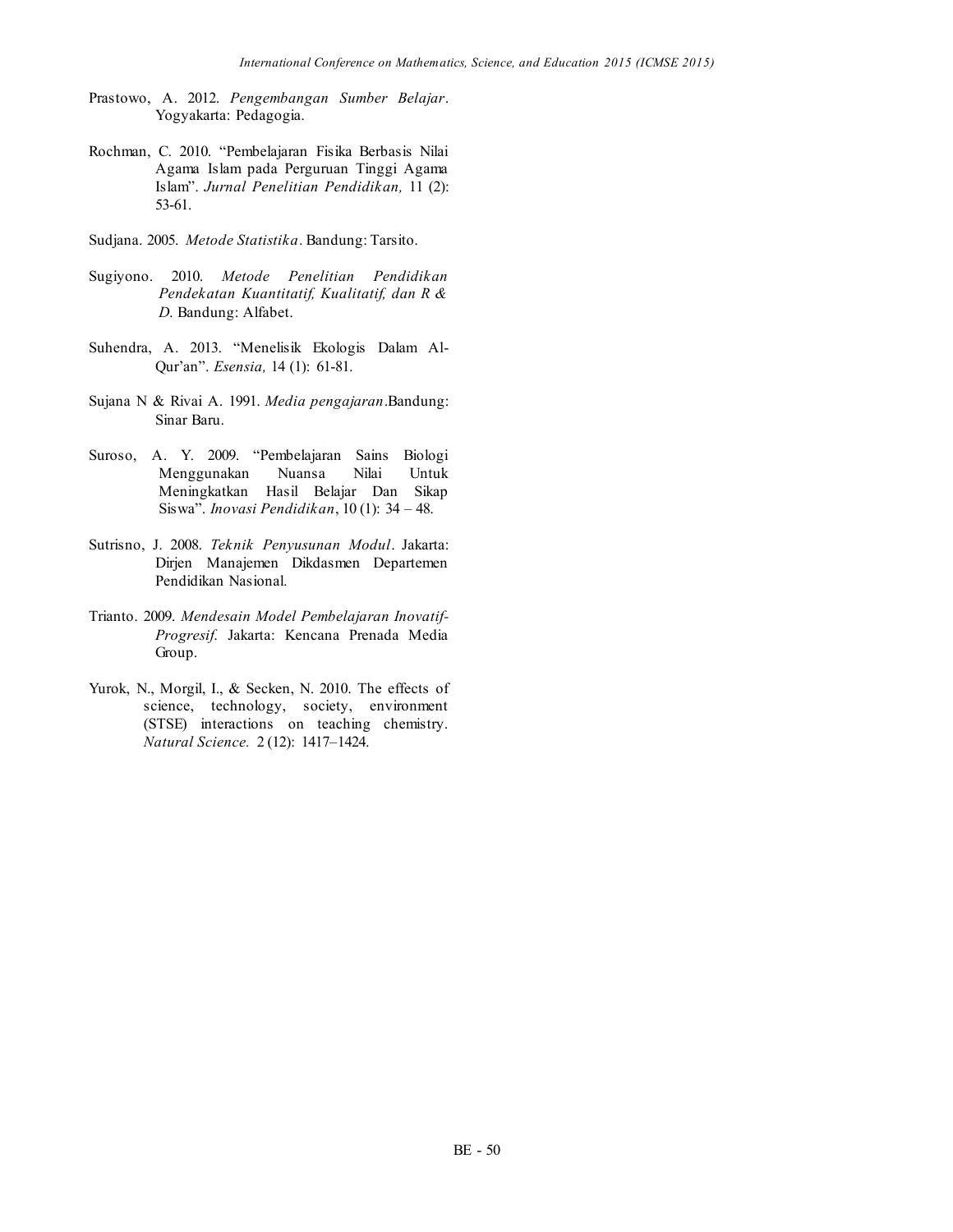Prastowo, A. 2012. *Pengembangan Sumber Belajar*. Yogyakarta: Pedagogia.

Rochman, C. 2010. "Pembelajaran Fisika Berbasis Nilai Agama Islam pada Perguruan Tinggi Agama Islam". *Jurnal Penelitian Pendidikan,* 11 (2): 53-61.

Sudjana. 2005. *Metode Statistika*. Bandung: Tarsito.

Sugiyono. 2010. *Metode Penelitian Pendidikan Pendekatan Kuantitatif, Kualitatif, dan R & D.* Bandung: Alfabet.

Suhendra, A. 2013. "Menelisik Ekologis Dalam Al-Qur'an". *Esensia,* 14 (1): 61-81.

Sujana N & Rivai A. 1991. *Media pengajaran*.Bandung: Sinar Baru.

Suroso, A. Y. 2009. "Pembelajaran Sains Biologi Menggunakan Nuansa Nilai Untuk Meningkatkan Hasil Belajar Dan Sikap Siswa". *Inovasi Pendidikan*, 10 (1): 34 – 48.

Sutrisno, J. 2008. *Teknik Penyusunan Modul*. Jakarta: Dirjen Manajemen Dikdasmen Departemen Pendidikan Nasional.

Trianto. 2009. *Mendesain Model Pembelajaran Inovatif-Progresif.* Jakarta: Kencana Prenada Media Group.

Yurok, N., Morgil, I., & Secken, N. 2010. The effects of science, technology, society, environment (STSE) interactions on teaching chemistry. *Natural Science.* 2 (12): 1417–1424.